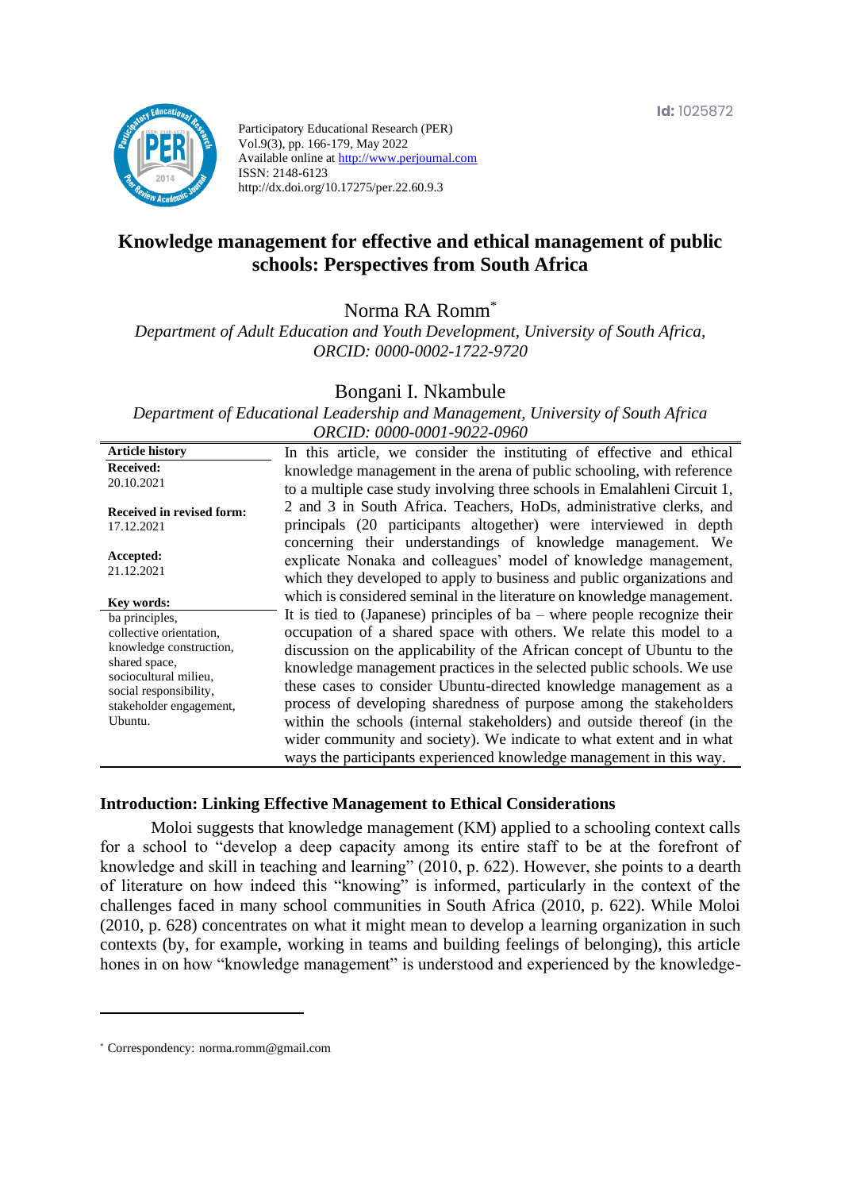Id: 1025872

Participatory Educational Research (PER)
Vol.9(3), pp. 166-179, May 2022
Available online at http://www.perjournal.com
ISSN: 2148-6123
http://dx.doi.org/10.17275/per.22.60.9.3

# Knowledge management for effective and ethical management of public schools: Perspectives from South Africa

Norma RA Romm*

*Department of Adult Education and Youth Development, University of South Africa, ORCID: 0000-0002-1722-9720*

Bongani I. Nkambule

*Department of Educational Leadership and Management, University of South Africa ORCID: 0000-0001-9022-0960*

**Article history**
**Received:**
20.10.2021

**Received in revised form:**
17.12.2021

**Accepted:**
21.12.2021

**Key words:**
ba principles, collective orientation, knowledge construction, shared space, sociocultural milieu, social responsibility, stakeholder engagement, Ubuntu.

In this article, we consider the instituting of effective and ethical knowledge management in the arena of public schooling, with reference to a multiple case study involving three schools in Emalahleni Circuit 1, 2 and 3 in South Africa. Teachers, HoDs, administrative clerks, and principals (20 participants altogether) were interviewed in depth concerning their understandings of knowledge management. We explicate Nonaka and colleagues' model of knowledge management, which they developed to apply to business and public organizations and which is considered seminal in the literature on knowledge management. It is tied to (Japanese) principles of ba – where people recognize their occupation of a shared space with others. We relate this model to a discussion on the applicability of the African concept of Ubuntu to the knowledge management practices in the selected public schools. We use these cases to consider Ubuntu-directed knowledge management as a process of developing sharedness of purpose among the stakeholders within the schools (internal stakeholders) and outside thereof (in the wider community and society). We indicate to what extent and in what ways the participants experienced knowledge management in this way.

## Introduction: Linking Effective Management to Ethical Considerations

Moloi suggests that knowledge management (KM) applied to a schooling context calls for a school to "develop a deep capacity among its entire staff to be at the forefront of knowledge and skill in teaching and learning" (2010, p. 622). However, she points to a dearth of literature on how indeed this "knowing" is informed, particularly in the context of the challenges faced in many school communities in South Africa (2010, p. 622). While Moloi (2010, p. 628) concentrates on what it might mean to develop a learning organization in such contexts (by, for example, working in teams and building feelings of belonging), this article hones in on how "knowledge management" is understood and experienced by the knowledge-

* Correspondency: norma.romm@gmail.com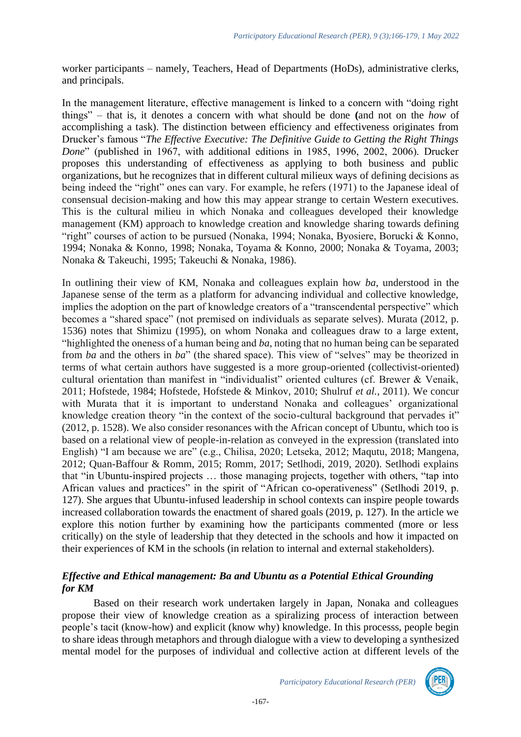worker participants – namely, Teachers, Head of Departments (HoDs), administrative clerks, and principals.

In the management literature, effective management is linked to a concern with "doing right things" – that is, it denotes a concern with what should be done **(**and not on the *how* of accomplishing a task). The distinction between efficiency and effectiveness originates from Drucker's famous "*The Effective Executive: The Definitive Guide to Getting the Right Things Done*" (published in 1967, with additional editions in 1985, 1996, 2002, 2006). Drucker proposes this understanding of effectiveness as applying to both business and public organizations, but he recognizes that in different cultural milieux ways of defining decisions as being indeed the "right" ones can vary. For example, he refers (1971) to the Japanese ideal of consensual decision-making and how this may appear strange to certain Western executives. This is the cultural milieu in which Nonaka and colleagues developed their knowledge management (KM) approach to knowledge creation and knowledge sharing towards defining "right" courses of action to be pursued (Nonaka, 1994; Nonaka, Byosiere, Borucki & Konno, 1994; Nonaka & Konno, 1998; Nonaka, Toyama & Konno, 2000; Nonaka & Toyama, 2003; Nonaka & Takeuchi, 1995; Takeuchi & Nonaka, 1986).

In outlining their view of KM, Nonaka and colleagues explain how *ba*, understood in the Japanese sense of the term as a platform for advancing individual and collective knowledge, implies the adoption on the part of knowledge creators of a "transcendental perspective" which becomes a "shared space" (not premised on individuals as separate selves). Murata (2012, p. 1536) notes that Shimizu (1995), on whom Nonaka and colleagues draw to a large extent, "highlighted the oneness of a human being and *ba*, noting that no human being can be separated from *ba* and the others in *ba*" (the shared space). This view of "selves" may be theorized in terms of what certain authors have suggested is a more group-oriented (collectivist-oriented) cultural orientation than manifest in "individualist" oriented cultures (cf. Brewer & Venaik, 2011; Hofstede, 1984; Hofstede, Hofstede & Minkov, 2010; Shulruf *et al.*, 2011). We concur with Murata that it is important to understand Nonaka and colleagues' organizational knowledge creation theory "in the context of the socio-cultural background that pervades it" (2012, p. 1528). We also consider resonances with the African concept of Ubuntu, which too is based on a relational view of people-in-relation as conveyed in the expression (translated into English) "I am because we are" (e.g., Chilisa, 2020; Letseka, 2012; Maqutu, 2018; Mangena, 2012; Quan-Baffour & Romm, 2015; Romm, 2017; Setlhodi, 2019, 2020). Setlhodi explains that "in Ubuntu-inspired projects … those managing projects, together with others, "tap into African values and practices" in the spirit of "African co-operativeness" (Setlhodi 2019, p. 127). She argues that Ubuntu-infused leadership in school contexts can inspire people towards increased collaboration towards the enactment of shared goals (2019, p. 127). In the article we explore this notion further by examining how the participants commented (more or less critically) on the style of leadership that they detected in the schools and how it impacted on their experiences of KM in the schools (in relation to internal and external stakeholders).

### *Effective and Ethical management: Ba and Ubuntu as a Potential Ethical Grounding for KM*

Based on their research work undertaken largely in Japan, Nonaka and colleagues propose their view of knowledge creation as a spiralizing process of interaction between people's tacit (know-how) and explicit (know why) knowledge. In this processs, people begin to share ideas through metaphors and through dialogue with a view to developing a synthesized mental model for the purposes of individual and collective action at different levels of the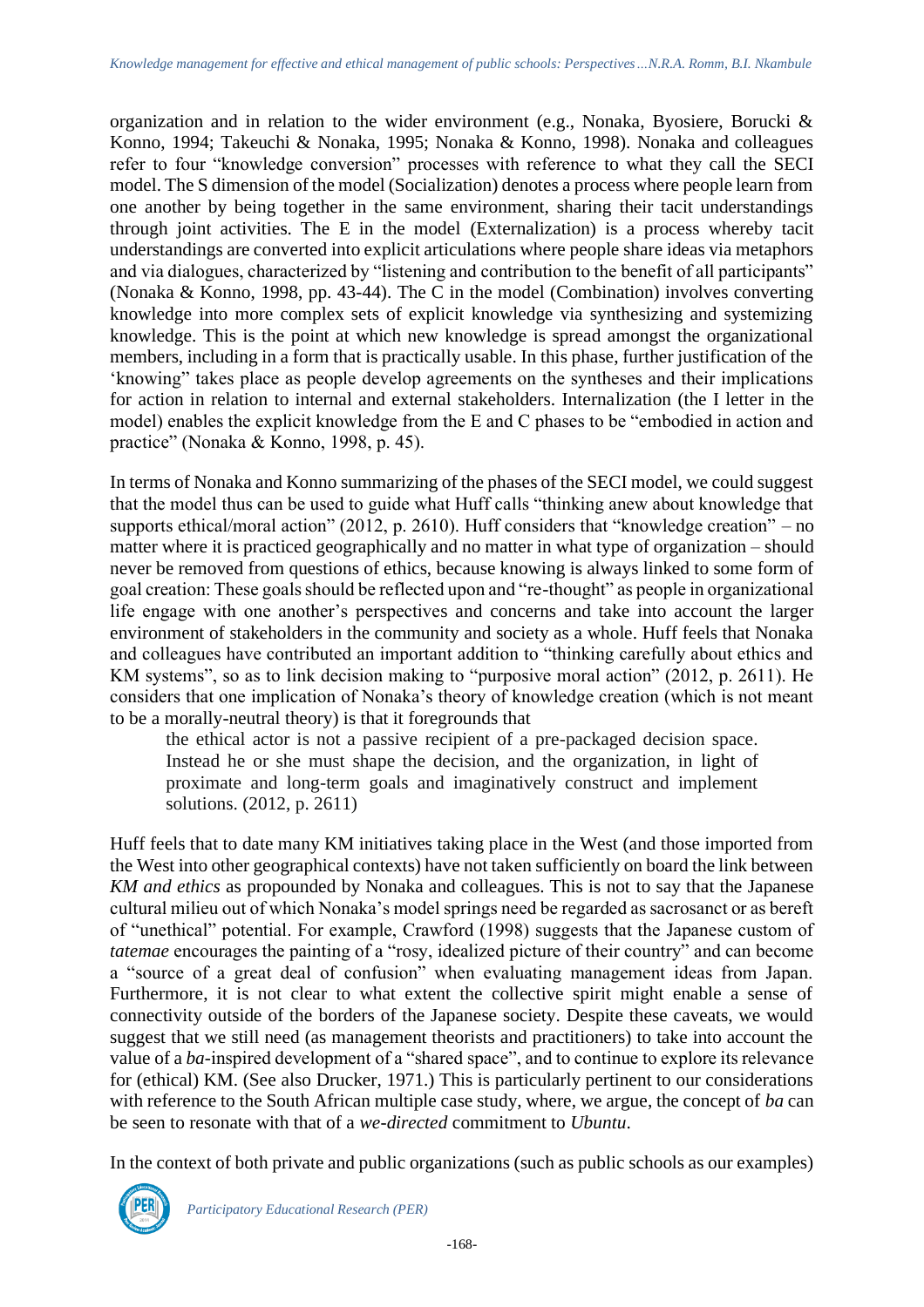organization and in relation to the wider environment (e.g., Nonaka, Byosiere, Borucki & Konno, 1994; Takeuchi & Nonaka, 1995; Nonaka & Konno, 1998). Nonaka and colleagues refer to four "knowledge conversion" processes with reference to what they call the SECI model. The S dimension of the model (Socialization) denotes a process where people learn from one another by being together in the same environment, sharing their tacit understandings through joint activities. The E in the model (Externalization) is a process whereby tacit understandings are converted into explicit articulations where people share ideas via metaphors and via dialogues, characterized by "listening and contribution to the benefit of all participants" (Nonaka & Konno, 1998, pp. 43-44). The C in the model (Combination) involves converting knowledge into more complex sets of explicit knowledge via synthesizing and systemizing knowledge. This is the point at which new knowledge is spread amongst the organizational members, including in a form that is practically usable. In this phase, further justification of the 'knowing" takes place as people develop agreements on the syntheses and their implications for action in relation to internal and external stakeholders. Internalization (the I letter in the model) enables the explicit knowledge from the E and C phases to be "embodied in action and practice" (Nonaka & Konno, 1998, p. 45).

In terms of Nonaka and Konno summarizing of the phases of the SECI model, we could suggest that the model thus can be used to guide what Huff calls "thinking anew about knowledge that supports ethical/moral action" (2012, p. 2610). Huff considers that "knowledge creation" – no matter where it is practiced geographically and no matter in what type of organization – should never be removed from questions of ethics, because knowing is always linked to some form of goal creation: These goals should be reflected upon and "re-thought" as people in organizational life engage with one another's perspectives and concerns and take into account the larger environment of stakeholders in the community and society as a whole. Huff feels that Nonaka and colleagues have contributed an important addition to "thinking carefully about ethics and KM systems", so as to link decision making to "purposive moral action" (2012, p. 2611). He considers that one implication of Nonaka's theory of knowledge creation (which is not meant to be a morally-neutral theory) is that it foregrounds that

> the ethical actor is not a passive recipient of a pre-packaged decision space. Instead he or she must shape the decision, and the organization, in light of proximate and long-term goals and imaginatively construct and implement solutions. (2012, p. 2611)

Huff feels that to date many KM initiatives taking place in the West (and those imported from the West into other geographical contexts) have not taken sufficiently on board the link between *KM and ethics* as propounded by Nonaka and colleagues. This is not to say that the Japanese cultural milieu out of which Nonaka's model springs need be regarded as sacrosanct or as bereft of "unethical" potential. For example, Crawford (1998) suggests that the Japanese custom of *tatemae* encourages the painting of a "rosy, idealized picture of their country" and can become a "source of a great deal of confusion" when evaluating management ideas from Japan. Furthermore, it is not clear to what extent the collective spirit might enable a sense of connectivity outside of the borders of the Japanese society. Despite these caveats, we would suggest that we still need (as management theorists and practitioners) to take into account the value of a *ba*-inspired development of a "shared space", and to continue to explore its relevance for (ethical) KM. (See also Drucker, 1971.) This is particularly pertinent to our considerations with reference to the South African multiple case study, where, we argue, the concept of *ba* can be seen to resonate with that of a *we-directed* commitment to *Ubuntu*.

In the context of both private and public organizations (such as public schools as our examples)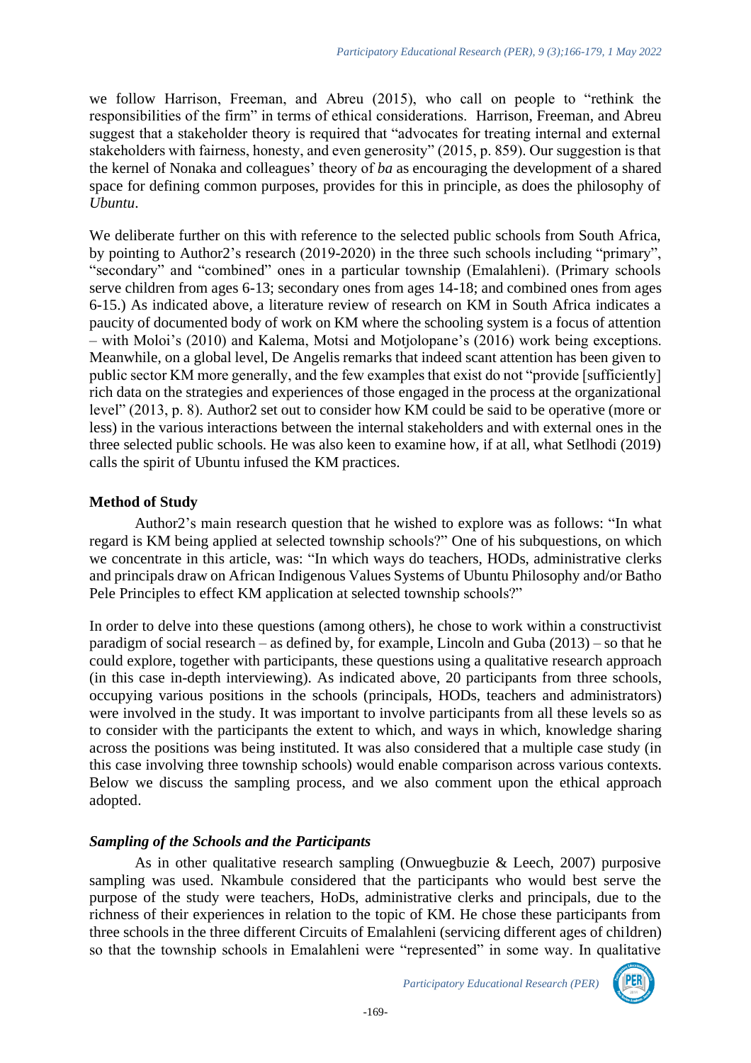we follow Harrison, Freeman, and Abreu (2015), who call on people to "rethink the responsibilities of the firm" in terms of ethical considerations. Harrison, Freeman, and Abreu suggest that a stakeholder theory is required that "advocates for treating internal and external stakeholders with fairness, honesty, and even generosity" (2015, p. 859). Our suggestion is that the kernel of Nonaka and colleagues' theory of *ba* as encouraging the development of a shared space for defining common purposes, provides for this in principle, as does the philosophy of *Ubuntu*.

We deliberate further on this with reference to the selected public schools from South Africa, by pointing to Author2's research (2019-2020) in the three such schools including "primary", "secondary" and "combined" ones in a particular township (Emalahleni). (Primary schools serve children from ages 6-13; secondary ones from ages 14-18; and combined ones from ages 6-15.) As indicated above, a literature review of research on KM in South Africa indicates a paucity of documented body of work on KM where the schooling system is a focus of attention – with Moloi's (2010) and Kalema, Motsi and Motjolopane's (2016) work being exceptions. Meanwhile, on a global level, De Angelis remarks that indeed scant attention has been given to public sector KM more generally, and the few examples that exist do not "provide [sufficiently] rich data on the strategies and experiences of those engaged in the process at the organizational level" (2013, p. 8). Author2 set out to consider how KM could be said to be operative (more or less) in the various interactions between the internal stakeholders and with external ones in the three selected public schools. He was also keen to examine how, if at all, what Setlhodi (2019) calls the spirit of Ubuntu infused the KM practices.

## Method of Study

Author2's main research question that he wished to explore was as follows: "In what regard is KM being applied at selected township schools?" One of his subquestions, on which we concentrate in this article, was: "In which ways do teachers, HODs, administrative clerks and principals draw on African Indigenous Values Systems of Ubuntu Philosophy and/or Batho Pele Principles to effect KM application at selected township schools?"

In order to delve into these questions (among others), he chose to work within a constructivist paradigm of social research – as defined by, for example, Lincoln and Guba (2013) – so that he could explore, together with participants, these questions using a qualitative research approach (in this case in-depth interviewing). As indicated above, 20 participants from three schools, occupying various positions in the schools (principals, HODs, teachers and administrators) were involved in the study. It was important to involve participants from all these levels so as to consider with the participants the extent to which, and ways in which, knowledge sharing across the positions was being instituted. It was also considered that a multiple case study (in this case involving three township schools) would enable comparison across various contexts. Below we discuss the sampling process, and we also comment upon the ethical approach adopted.

### *Sampling of the Schools and the Participants*

As in other qualitative research sampling (Onwuegbuzie & Leech, 2007) purposive sampling was used. Nkambule considered that the participants who would best serve the purpose of the study were teachers, HoDs, administrative clerks and principals, due to the richness of their experiences in relation to the topic of KM. He chose these participants from three schools in the three different Circuits of Emalahleni (servicing different ages of children) so that the township schools in Emalahleni were "represented" in some way. In qualitative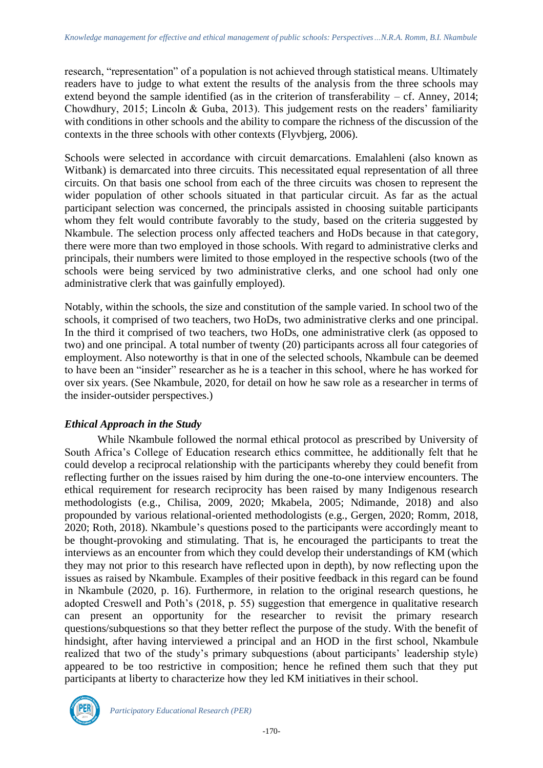research, "representation" of a population is not achieved through statistical means. Ultimately readers have to judge to what extent the results of the analysis from the three schools may extend beyond the sample identified (as in the criterion of transferability – cf. Anney, 2014; Chowdhury, 2015; Lincoln & Guba, 2013). This judgement rests on the readers' familiarity with conditions in other schools and the ability to compare the richness of the discussion of the contexts in the three schools with other contexts (Flyvbjerg, 2006).

Schools were selected in accordance with circuit demarcations. Emalahleni (also known as Witbank) is demarcated into three circuits. This necessitated equal representation of all three circuits. On that basis one school from each of the three circuits was chosen to represent the wider population of other schools situated in that particular circuit. As far as the actual participant selection was concerned, the principals assisted in choosing suitable participants whom they felt would contribute favorably to the study, based on the criteria suggested by Nkambule. The selection process only affected teachers and HoDs because in that category, there were more than two employed in those schools. With regard to administrative clerks and principals, their numbers were limited to those employed in the respective schools (two of the schools were being serviced by two administrative clerks, and one school had only one administrative clerk that was gainfully employed).

Notably, within the schools, the size and constitution of the sample varied. In school two of the schools, it comprised of two teachers, two HoDs, two administrative clerks and one principal. In the third it comprised of two teachers, two HoDs, one administrative clerk (as opposed to two) and one principal. A total number of twenty (20) participants across all four categories of employment. Also noteworthy is that in one of the selected schools, Nkambule can be deemed to have been an "insider" researcher as he is a teacher in this school, where he has worked for over six years. (See Nkambule, 2020, for detail on how he saw role as a researcher in terms of the insider-outsider perspectives.)

### *Ethical Approach in the Study*

While Nkambule followed the normal ethical protocol as prescribed by University of South Africa's College of Education research ethics committee, he additionally felt that he could develop a reciprocal relationship with the participants whereby they could benefit from reflecting further on the issues raised by him during the one-to-one interview encounters. The ethical requirement for research reciprocity has been raised by many Indigenous research methodologists (e.g., Chilisa, 2009, 2020; Mkabela, 2005; Ndimande, 2018) and also propounded by various relational-oriented methodologists (e.g., Gergen, 2020; Romm, 2018, 2020; Roth, 2018). Nkambule's questions posed to the participants were accordingly meant to be thought-provoking and stimulating. That is, he encouraged the participants to treat the interviews as an encounter from which they could develop their understandings of KM (which they may not prior to this research have reflected upon in depth), by now reflecting upon the issues as raised by Nkambule. Examples of their positive feedback in this regard can be found in Nkambule (2020, p. 16). Furthermore, in relation to the original research questions, he adopted Creswell and Poth's (2018, p. 55) suggestion that emergence in qualitative research can present an opportunity for the researcher to revisit the primary research questions/subquestions so that they better reflect the purpose of the study. With the benefit of hindsight, after having interviewed a principal and an HOD in the first school, Nkambule realized that two of the study's primary subquestions (about participants' leadership style) appeared to be too restrictive in composition; hence he refined them such that they put participants at liberty to characterize how they led KM initiatives in their school.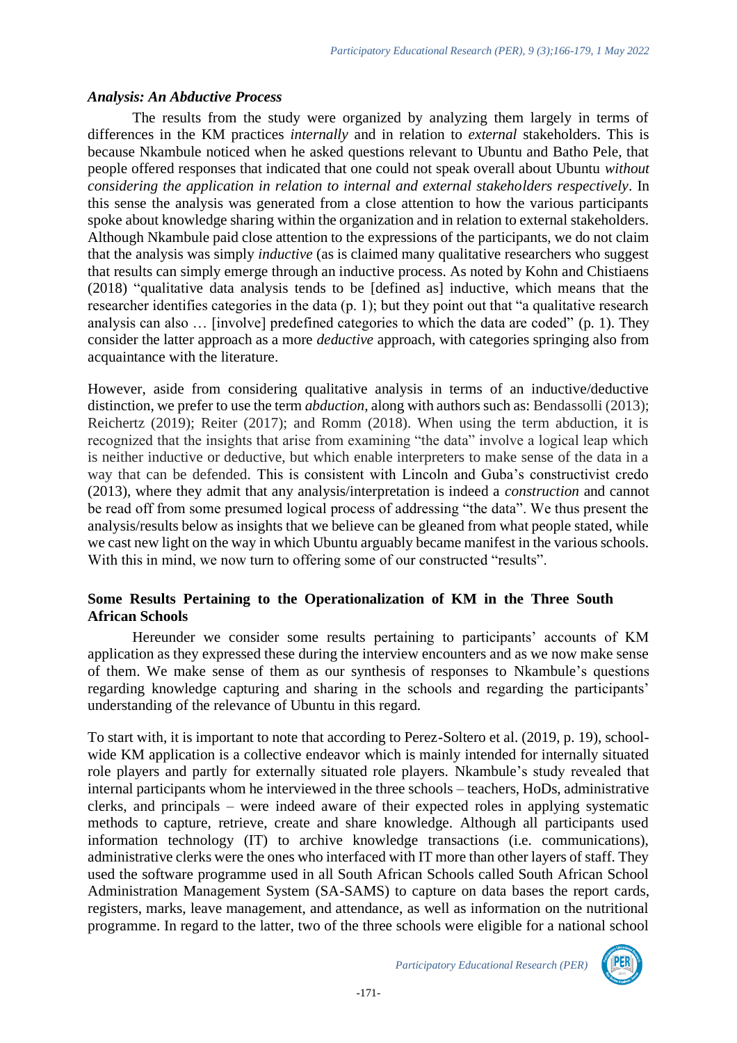### *Analysis: An Abductive Process*

The results from the study were organized by analyzing them largely in terms of differences in the KM practices *internally* and in relation to *external* stakeholders. This is because Nkambule noticed when he asked questions relevant to Ubuntu and Batho Pele, that people offered responses that indicated that one could not speak overall about Ubuntu *without considering the application in relation to internal and external stakeholders respectively*. In this sense the analysis was generated from a close attention to how the various participants spoke about knowledge sharing within the organization and in relation to external stakeholders. Although Nkambule paid close attention to the expressions of the participants, we do not claim that the analysis was simply *inductive* (as is claimed many qualitative researchers who suggest that results can simply emerge through an inductive process. As noted by Kohn and Chistiaens (2018) "qualitative data analysis tends to be [defined as] inductive, which means that the researcher identifies categories in the data (p. 1); but they point out that "a qualitative research analysis can also … [involve] predefined categories to which the data are coded" (p. 1). They consider the latter approach as a more *deductive* approach, with categories springing also from acquaintance with the literature.

However, aside from considering qualitative analysis in terms of an inductive/deductive distinction, we prefer to use the term *abduction*, along with authors such as: Bendassolli (2013); Reichertz (2019); Reiter (2017); and Romm (2018). When using the term abduction, it is recognized that the insights that arise from examining "the data" involve a logical leap which is neither inductive or deductive, but which enable interpreters to make sense of the data in a way that can be defended. This is consistent with Lincoln and Guba's constructivist credo (2013), where they admit that any analysis/interpretation is indeed a *construction* and cannot be read off from some presumed logical process of addressing "the data". We thus present the analysis/results below as insights that we believe can be gleaned from what people stated, while we cast new light on the way in which Ubuntu arguably became manifest in the various schools. With this in mind, we now turn to offering some of our constructed "results".

## **Some Results Pertaining to the Operationalization of KM in the Three South African Schools**

Hereunder we consider some results pertaining to participants' accounts of KM application as they expressed these during the interview encounters and as we now make sense of them. We make sense of them as our synthesis of responses to Nkambule's questions regarding knowledge capturing and sharing in the schools and regarding the participants' understanding of the relevance of Ubuntu in this regard.

To start with, it is important to note that according to Perez-Soltero et al. (2019, p. 19), school-wide KM application is a collective endeavor which is mainly intended for internally situated role players and partly for externally situated role players. Nkambule's study revealed that internal participants whom he interviewed in the three schools – teachers, HoDs, administrative clerks, and principals – were indeed aware of their expected roles in applying systematic methods to capture, retrieve, create and share knowledge. Although all participants used information technology (IT) to archive knowledge transactions (i.e. communications), administrative clerks were the ones who interfaced with IT more than other layers of staff. They used the software programme used in all South African Schools called South African School Administration Management System (SA-SAMS) to capture on data bases the report cards, registers, marks, leave management, and attendance, as well as information on the nutritional programme. In regard to the latter, two of the three schools were eligible for a national school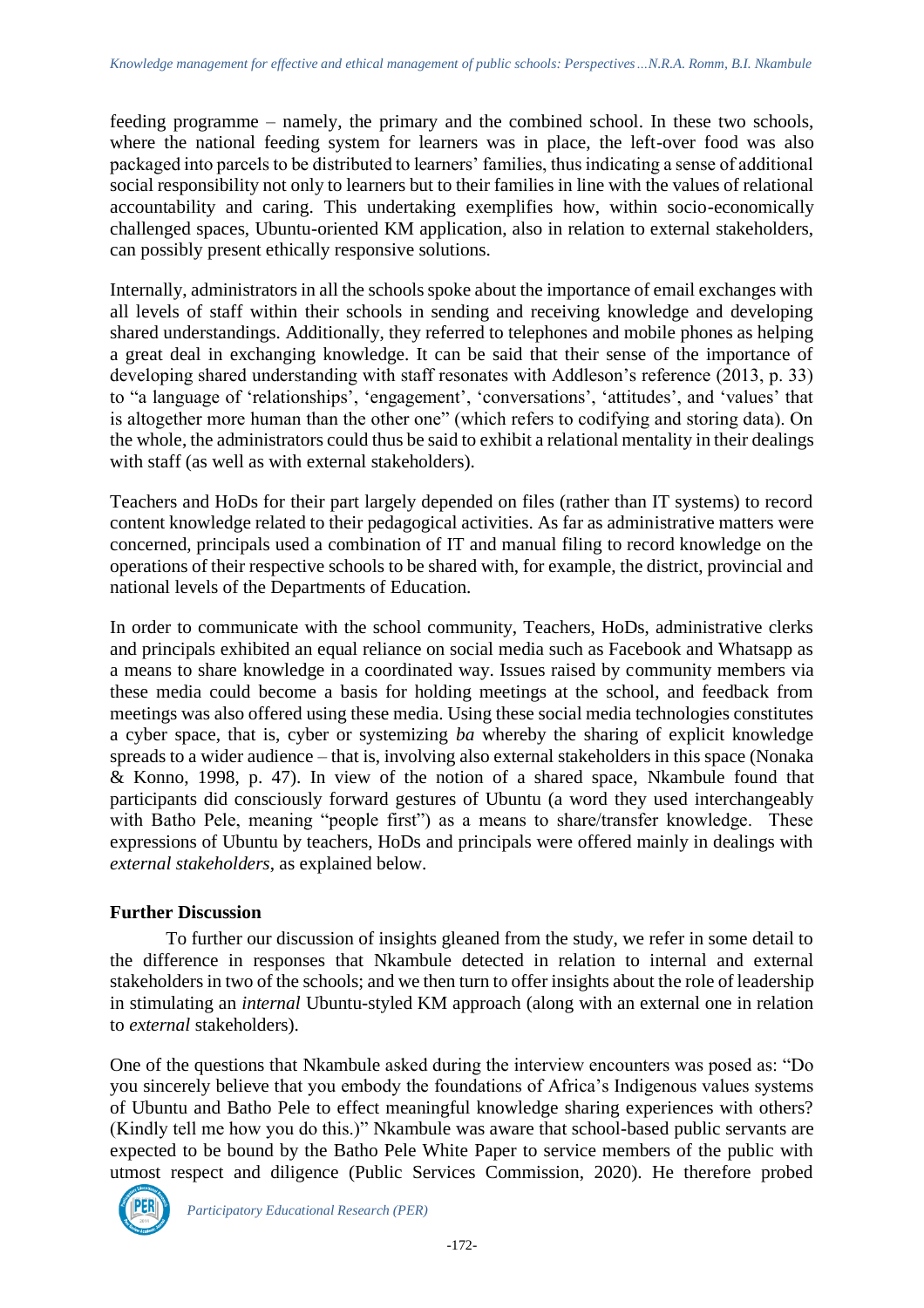feeding programme – namely, the primary and the combined school. In these two schools, where the national feeding system for learners was in place, the left-over food was also packaged into parcels to be distributed to learners' families, thus indicating a sense of additional social responsibility not only to learners but to their families in line with the values of relational accountability and caring. This undertaking exemplifies how, within socio-economically challenged spaces, Ubuntu-oriented KM application, also in relation to external stakeholders, can possibly present ethically responsive solutions.

Internally, administrators in all the schools spoke about the importance of email exchanges with all levels of staff within their schools in sending and receiving knowledge and developing shared understandings. Additionally, they referred to telephones and mobile phones as helping a great deal in exchanging knowledge. It can be said that their sense of the importance of developing shared understanding with staff resonates with Addleson's reference (2013, p. 33) to "a language of 'relationships', 'engagement', 'conversations', 'attitudes', and 'values' that is altogether more human than the other one" (which refers to codifying and storing data). On the whole, the administrators could thus be said to exhibit a relational mentality in their dealings with staff (as well as with external stakeholders).

Teachers and HoDs for their part largely depended on files (rather than IT systems) to record content knowledge related to their pedagogical activities. As far as administrative matters were concerned, principals used a combination of IT and manual filing to record knowledge on the operations of their respective schools to be shared with, for example, the district, provincial and national levels of the Departments of Education.

In order to communicate with the school community, Teachers, HoDs, administrative clerks and principals exhibited an equal reliance on social media such as Facebook and Whatsapp as a means to share knowledge in a coordinated way. Issues raised by community members via these media could become a basis for holding meetings at the school, and feedback from meetings was also offered using these media. Using these social media technologies constitutes a cyber space, that is, cyber or systemizing *ba* whereby the sharing of explicit knowledge spreads to a wider audience – that is, involving also external stakeholders in this space (Nonaka & Konno, 1998, p. 47). In view of the notion of a shared space, Nkambule found that participants did consciously forward gestures of Ubuntu (a word they used interchangeably with Batho Pele, meaning "people first") as a means to share/transfer knowledge. These expressions of Ubuntu by teachers, HoDs and principals were offered mainly in dealings with *external stakeholders*, as explained below.

## Further Discussion

To further our discussion of insights gleaned from the study, we refer in some detail to the difference in responses that Nkambule detected in relation to internal and external stakeholders in two of the schools; and we then turn to offer insights about the role of leadership in stimulating an *internal* Ubuntu-styled KM approach (along with an external one in relation to *external* stakeholders).

One of the questions that Nkambule asked during the interview encounters was posed as: "Do you sincerely believe that you embody the foundations of Africa's Indigenous values systems of Ubuntu and Batho Pele to effect meaningful knowledge sharing experiences with others? (Kindly tell me how you do this.)" Nkambule was aware that school-based public servants are expected to be bound by the Batho Pele White Paper to service members of the public with utmost respect and diligence (Public Services Commission, 2020). He therefore probed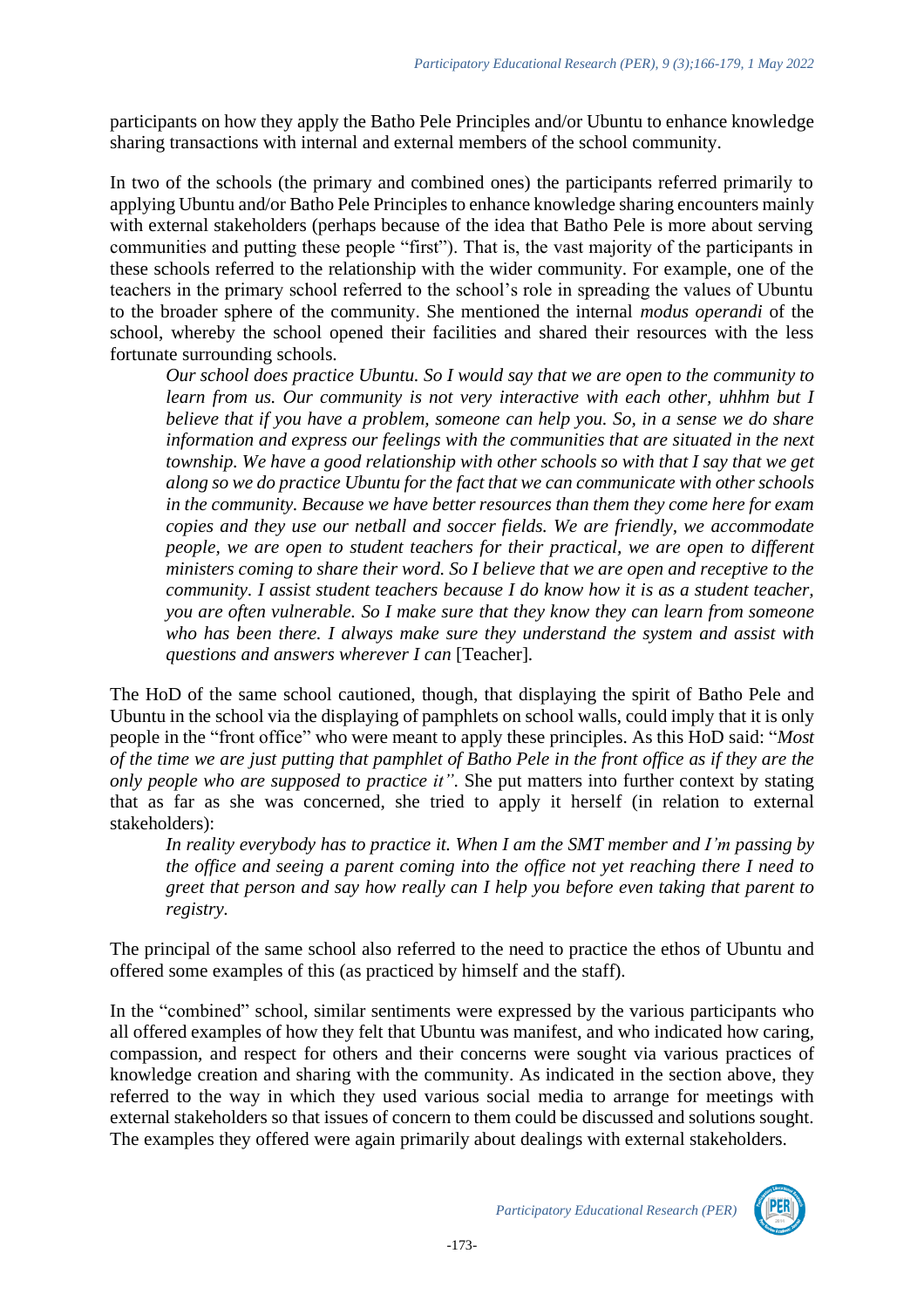participants on how they apply the Batho Pele Principles and/or Ubuntu to enhance knowledge sharing transactions with internal and external members of the school community.

In two of the schools (the primary and combined ones) the participants referred primarily to applying Ubuntu and/or Batho Pele Principles to enhance knowledge sharing encounters mainly with external stakeholders (perhaps because of the idea that Batho Pele is more about serving communities and putting these people "first"). That is, the vast majority of the participants in these schools referred to the relationship with the wider community. For example, one of the teachers in the primary school referred to the school's role in spreading the values of Ubuntu to the broader sphere of the community. She mentioned the internal *modus operandi* of the school, whereby the school opened their facilities and shared their resources with the less fortunate surrounding schools.

> *Our school does practice Ubuntu. So I would say that we are open to the community to learn from us. Our community is not very interactive with each other, uhhhm but I believe that if you have a problem, someone can help you. So, in a sense we do share information and express our feelings with the communities that are situated in the next township. We have a good relationship with other schools so with that I say that we get along so we do practice Ubuntu for the fact that we can communicate with other schools in the community. Because we have better resources than them they come here for exam copies and they use our netball and soccer fields. We are friendly, we accommodate people, we are open to student teachers for their practical, we are open to different ministers coming to share their word. So I believe that we are open and receptive to the community. I assist student teachers because I do know how it is as a student teacher, you are often vulnerable. So I make sure that they know they can learn from someone who has been there. I always make sure they understand the system and assist with questions and answers wherever I can* [Teacher].

The HoD of the same school cautioned, though, that displaying the spirit of Batho Pele and Ubuntu in the school via the displaying of pamphlets on school walls, could imply that it is only people in the "front office" who were meant to apply these principles. As this HoD said: "*Most of the time we are just putting that pamphlet of Batho Pele in the front office as if they are the only people who are supposed to practice it"*. She put matters into further context by stating that as far as she was concerned, she tried to apply it herself (in relation to external stakeholders):

> *In reality everybody has to practice it. When I am the SMT member and I'm passing by the office and seeing a parent coming into the office not yet reaching there I need to greet that person and say how really can I help you before even taking that parent to registry.*

The principal of the same school also referred to the need to practice the ethos of Ubuntu and offered some examples of this (as practiced by himself and the staff).

In the "combined" school, similar sentiments were expressed by the various participants who all offered examples of how they felt that Ubuntu was manifest, and who indicated how caring, compassion, and respect for others and their concerns were sought via various practices of knowledge creation and sharing with the community. As indicated in the section above, they referred to the way in which they used various social media to arrange for meetings with external stakeholders so that issues of concern to them could be discussed and solutions sought. The examples they offered were again primarily about dealings with external stakeholders.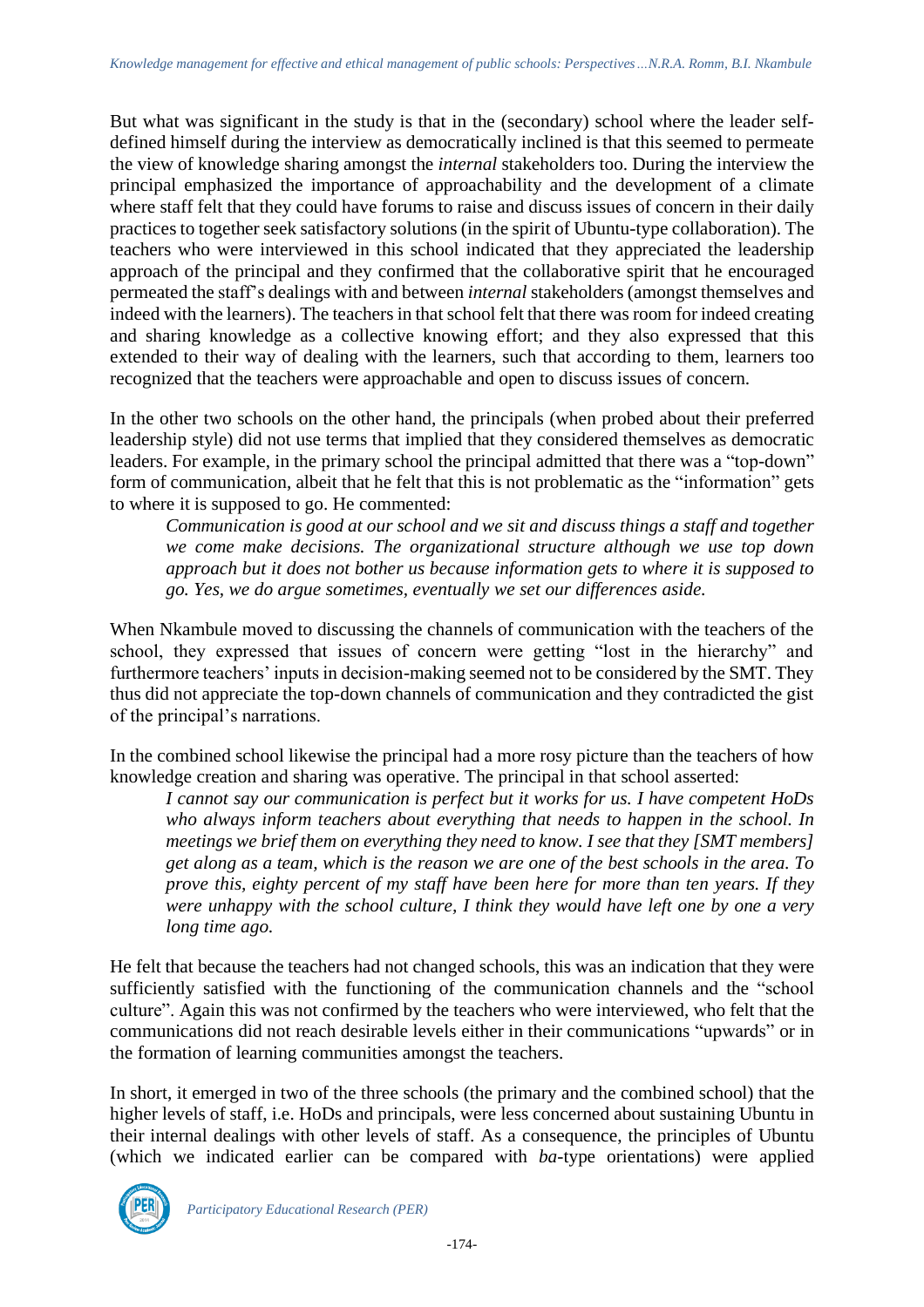But what was significant in the study is that in the (secondary) school where the leader self-defined himself during the interview as democratically inclined is that this seemed to permeate the view of knowledge sharing amongst the *internal* stakeholders too. During the interview the principal emphasized the importance of approachability and the development of a climate where staff felt that they could have forums to raise and discuss issues of concern in their daily practices to together seek satisfactory solutions (in the spirit of Ubuntu-type collaboration). The teachers who were interviewed in this school indicated that they appreciated the leadership approach of the principal and they confirmed that the collaborative spirit that he encouraged permeated the staff's dealings with and between *internal* stakeholders (amongst themselves and indeed with the learners). The teachers in that school felt that there was room for indeed creating and sharing knowledge as a collective knowing effort; and they also expressed that this extended to their way of dealing with the learners, such that according to them, learners too recognized that the teachers were approachable and open to discuss issues of concern.

In the other two schools on the other hand, the principals (when probed about their preferred leadership style) did not use terms that implied that they considered themselves as democratic leaders. For example, in the primary school the principal admitted that there was a "top-down" form of communication, albeit that he felt that this is not problematic as the "information" gets to where it is supposed to go. He commented:

> *Communication is good at our school and we sit and discuss things a staff and together we come make decisions. The organizational structure although we use top down approach but it does not bother us because information gets to where it is supposed to go. Yes, we do argue sometimes, eventually we set our differences aside.*

When Nkambule moved to discussing the channels of communication with the teachers of the school, they expressed that issues of concern were getting "lost in the hierarchy" and furthermore teachers' inputs in decision-making seemed not to be considered by the SMT. They thus did not appreciate the top-down channels of communication and they contradicted the gist of the principal's narrations.

In the combined school likewise the principal had a more rosy picture than the teachers of how knowledge creation and sharing was operative. The principal in that school asserted:

> *I cannot say our communication is perfect but it works for us. I have competent HoDs who always inform teachers about everything that needs to happen in the school. In meetings we brief them on everything they need to know. I see that they [SMT members] get along as a team, which is the reason we are one of the best schools in the area. To prove this, eighty percent of my staff have been here for more than ten years. If they were unhappy with the school culture, I think they would have left one by one a very long time ago.*

He felt that because the teachers had not changed schools, this was an indication that they were sufficiently satisfied with the functioning of the communication channels and the "school culture". Again this was not confirmed by the teachers who were interviewed, who felt that the communications did not reach desirable levels either in their communications "upwards" or in the formation of learning communities amongst the teachers.

In short, it emerged in two of the three schools (the primary and the combined school) that the higher levels of staff, i.e. HoDs and principals, were less concerned about sustaining Ubuntu in their internal dealings with other levels of staff. As a consequence, the principles of Ubuntu (which we indicated earlier can be compared with *ba*-type orientations) were applied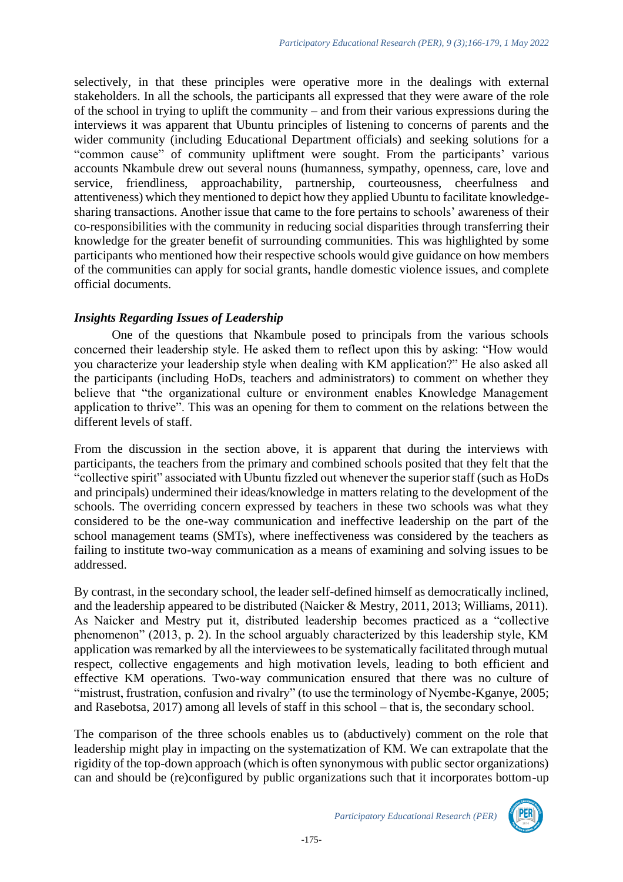selectively, in that these principles were operative more in the dealings with external stakeholders. In all the schools, the participants all expressed that they were aware of the role of the school in trying to uplift the community – and from their various expressions during the interviews it was apparent that Ubuntu principles of listening to concerns of parents and the wider community (including Educational Department officials) and seeking solutions for a "common cause" of community upliftment were sought. From the participants' various accounts Nkambule drew out several nouns (humanness, sympathy, openness, care, love and service, friendliness, approachability, partnership, courteousness, cheerfulness and attentiveness) which they mentioned to depict how they applied Ubuntu to facilitate knowledge-sharing transactions. Another issue that came to the fore pertains to schools' awareness of their co-responsibilities with the community in reducing social disparities through transferring their knowledge for the greater benefit of surrounding communities. This was highlighted by some participants who mentioned how their respective schools would give guidance on how members of the communities can apply for social grants, handle domestic violence issues, and complete official documents.

### *Insights Regarding Issues of Leadership*

One of the questions that Nkambule posed to principals from the various schools concerned their leadership style. He asked them to reflect upon this by asking: "How would you characterize your leadership style when dealing with KM application?" He also asked all the participants (including HoDs, teachers and administrators) to comment on whether they believe that "the organizational culture or environment enables Knowledge Management application to thrive". This was an opening for them to comment on the relations between the different levels of staff.

From the discussion in the section above, it is apparent that during the interviews with participants, the teachers from the primary and combined schools posited that they felt that the "collective spirit" associated with Ubuntu fizzled out whenever the superior staff (such as HoDs and principals) undermined their ideas/knowledge in matters relating to the development of the schools. The overriding concern expressed by teachers in these two schools was what they considered to be the one-way communication and ineffective leadership on the part of the school management teams (SMTs), where ineffectiveness was considered by the teachers as failing to institute two-way communication as a means of examining and solving issues to be addressed.

By contrast, in the secondary school, the leader self-defined himself as democratically inclined, and the leadership appeared to be distributed (Naicker & Mestry, 2011, 2013; Williams, 2011). As Naicker and Mestry put it, distributed leadership becomes practiced as a "collective phenomenon" (2013, p. 2). In the school arguably characterized by this leadership style, KM application was remarked by all the interviewees to be systematically facilitated through mutual respect, collective engagements and high motivation levels, leading to both efficient and effective KM operations. Two-way communication ensured that there was no culture of "mistrust, frustration, confusion and rivalry" (to use the terminology of Nyembe-Kganye, 2005; and Rasebotsa, 2017) among all levels of staff in this school – that is, the secondary school.

The comparison of the three schools enables us to (abductively) comment on the role that leadership might play in impacting on the systematization of KM. We can extrapolate that the rigidity of the top-down approach (which is often synonymous with public sector organizations) can and should be (re)configured by public organizations such that it incorporates bottom-up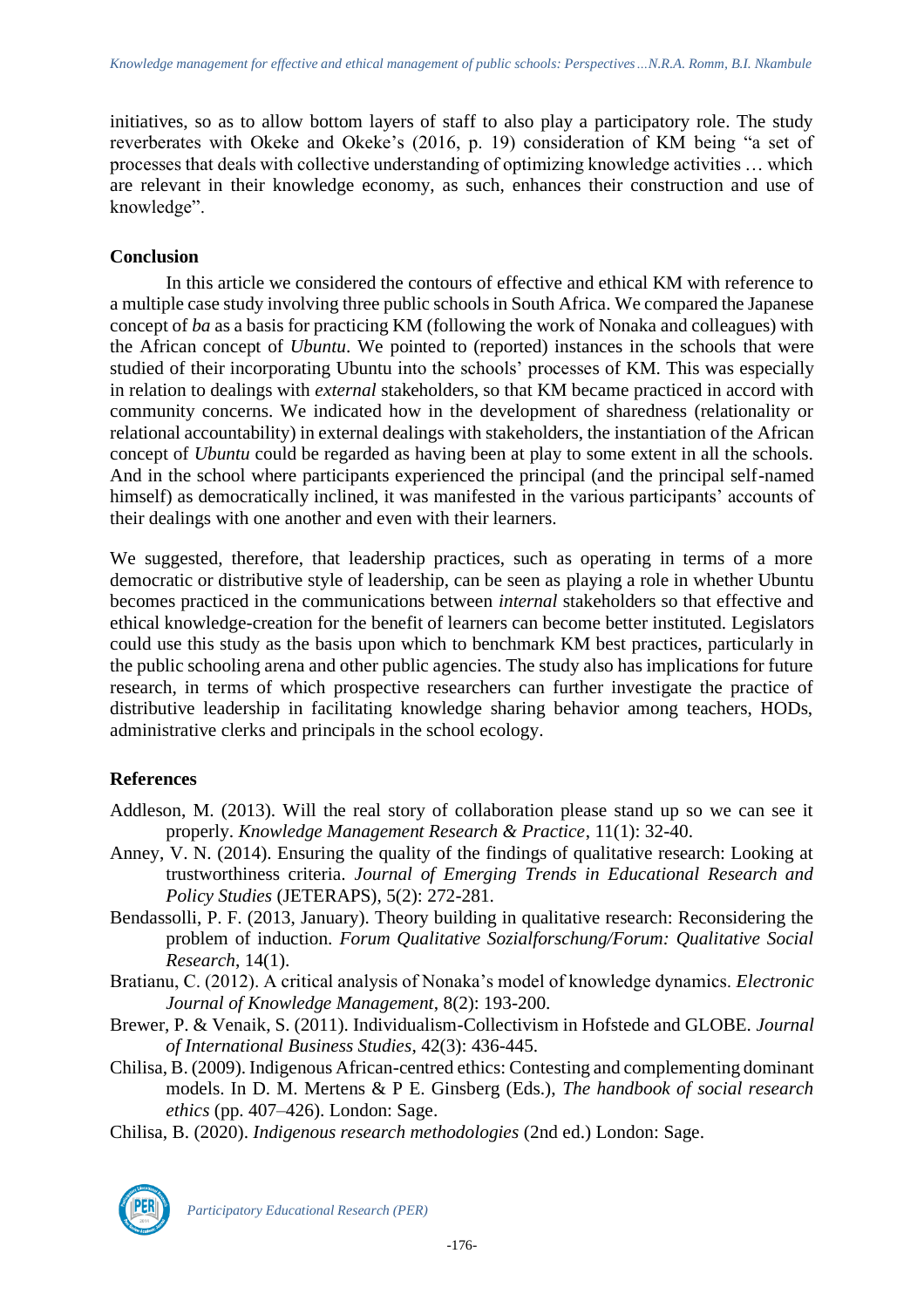initiatives, so as to allow bottom layers of staff to also play a participatory role. The study reverberates with Okeke and Okeke's (2016, p. 19) consideration of KM being "a set of processes that deals with collective understanding of optimizing knowledge activities … which are relevant in their knowledge economy, as such, enhances their construction and use of knowledge".

## Conclusion

In this article we considered the contours of effective and ethical KM with reference to a multiple case study involving three public schools in South Africa. We compared the Japanese concept of *ba* as a basis for practicing KM (following the work of Nonaka and colleagues) with the African concept of *Ubuntu*. We pointed to (reported) instances in the schools that were studied of their incorporating Ubuntu into the schools' processes of KM. This was especially in relation to dealings with *external* stakeholders, so that KM became practiced in accord with community concerns. We indicated how in the development of sharedness (relationality or relational accountability) in external dealings with stakeholders, the instantiation of the African concept of *Ubuntu* could be regarded as having been at play to some extent in all the schools. And in the school where participants experienced the principal (and the principal self-named himself) as democratically inclined, it was manifested in the various participants' accounts of their dealings with one another and even with their learners.

We suggested, therefore, that leadership practices, such as operating in terms of a more democratic or distributive style of leadership, can be seen as playing a role in whether Ubuntu becomes practiced in the communications between *internal* stakeholders so that effective and ethical knowledge-creation for the benefit of learners can become better instituted. Legislators could use this study as the basis upon which to benchmark KM best practices, particularly in the public schooling arena and other public agencies. The study also has implications for future research, in terms of which prospective researchers can further investigate the practice of distributive leadership in facilitating knowledge sharing behavior among teachers, HODs, administrative clerks and principals in the school ecology.

## References

Addleson, M. (2013). Will the real story of collaboration please stand up so we can see it properly. *Knowledge Management Research & Practice*, 11(1): 32-40.

Anney, V. N. (2014). Ensuring the quality of the findings of qualitative research: Looking at trustworthiness criteria. *Journal of Emerging Trends in Educational Research and Policy Studies* (JETERAPS), 5(2): 272-281.

Bendassolli, P. F. (2013, January). Theory building in qualitative research: Reconsidering the problem of induction. *Forum Qualitative Sozialforschung/Forum: Qualitative Social Research*, 14(1).

Bratianu, C. (2012). A critical analysis of Nonaka's model of knowledge dynamics. *Electronic Journal of Knowledge Management*, 8(2): 193-200.

Brewer, P. & Venaik, S. (2011). Individualism-Collectivism in Hofstede and GLOBE. *Journal of International Business Studies*, 42(3): 436-445.

Chilisa, B. (2009). Indigenous African-centred ethics: Contesting and complementing dominant models. In D. M. Mertens & P E. Ginsberg (Eds.), *The handbook of social research ethics* (pp. 407–426). London: Sage.

Chilisa, B. (2020). *Indigenous research methodologies* (2nd ed.) London: Sage.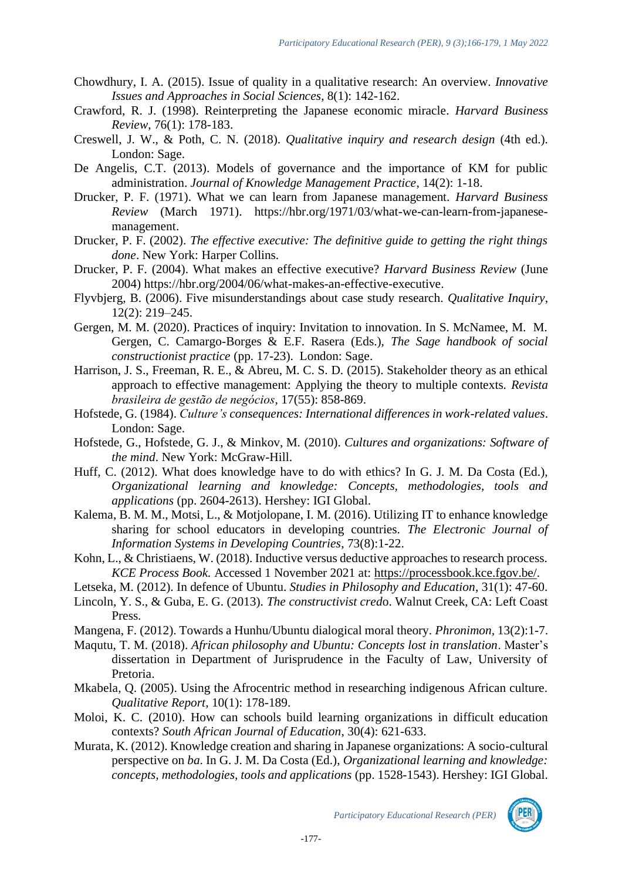Chowdhury, I. A. (2015). Issue of quality in a qualitative research: An overview. *Innovative Issues and Approaches in Social Sciences*, 8(1): 142-162.

Crawford, R. J. (1998). Reinterpreting the Japanese economic miracle. *Harvard Business Review*, 76(1): 178-183.

Creswell, J. W., & Poth, C. N. (2018). *Qualitative inquiry and research design* (4th ed.). London: Sage.

De Angelis, C.T. (2013). Models of governance and the importance of KM for public administration. *Journal of Knowledge Management Practice*, 14(2): 1-18.

Drucker, P. F. (1971). What we can learn from Japanese management. *Harvard Business Review* (March 1971). https://hbr.org/1971/03/what-we-can-learn-from-japanese-management.

Drucker, P. F. (2002). *The effective executive: The definitive guide to getting the right things done*. New York: Harper Collins.

Drucker, P. F. (2004). What makes an effective executive? *Harvard Business Review* (June 2004) https://hbr.org/2004/06/what-makes-an-effective-executive.

Flyvbjerg, B. (2006). Five misunderstandings about case study research. *Qualitative Inquiry*, 12(2): 219–245.

Gergen, M. M. (2020). Practices of inquiry: Invitation to innovation. In S. McNamee, M. M. Gergen, C. Camargo-Borges & E.F. Rasera (Eds.), *The Sage handbook of social constructionist practice* (pp. 17-23). London: Sage.

Harrison, J. S., Freeman, R. E., & Abreu, M. C. S. D. (2015). Stakeholder theory as an ethical approach to effective management: Applying the theory to multiple contexts. *Revista brasileira de gestão de negócios*, 17(55): 858-869.

Hofstede, G. (1984). *Culture's consequences: International differences in work-related values*. London: Sage.

Hofstede, G., Hofstede, G. J., & Minkov, M. (2010). *Cultures and organizations: Software of the mind*. New York: McGraw-Hill.

Huff, C. (2012). What does knowledge have to do with ethics? In G. J. M. Da Costa (Ed.), *Organizational learning and knowledge: Concepts, methodologies, tools and applications* (pp. 2604-2613). Hershey: IGI Global.

Kalema, B. M. M., Motsi, L., & Motjolopane, I. M. (2016). Utilizing IT to enhance knowledge sharing for school educators in developing countries. *The Electronic Journal of Information Systems in Developing Countries*, 73(8):1-22.

Kohn, L., & Christiaens, W. (2018). Inductive versus deductive approaches to research process. *KCE Process Book.* Accessed 1 November 2021 at: https://processbook.kce.fgov.be/.

Letseka, M. (2012). In defence of Ubuntu. *Studies in Philosophy and Education*, 31(1): 47-60.

Lincoln, Y. S., & Guba, E. G. (2013). *The constructivist credo*. Walnut Creek, CA: Left Coast Press.

Mangena, F. (2012). Towards a Hunhu/Ubuntu dialogical moral theory. *Phronimon*, 13(2):1-7.

Maqutu, T. M. (2018). *African philosophy and Ubuntu: Concepts lost in translation*. Master's dissertation in Department of Jurisprudence in the Faculty of Law, University of Pretoria.

Mkabela, Q. (2005). Using the Afrocentric method in researching indigenous African culture. *Qualitative Report*, 10(1): 178-189.

Moloi, K. C. (2010). How can schools build learning organizations in difficult education contexts? *South African Journal of Education*, 30(4): 621-633.

Murata, K. (2012). Knowledge creation and sharing in Japanese organizations: A socio-cultural perspective on *ba*. In G. J. M. Da Costa (Ed.), *Organizational learning and knowledge: concepts, methodologies, tools and applications* (pp. 1528-1543). Hershey: IGI Global.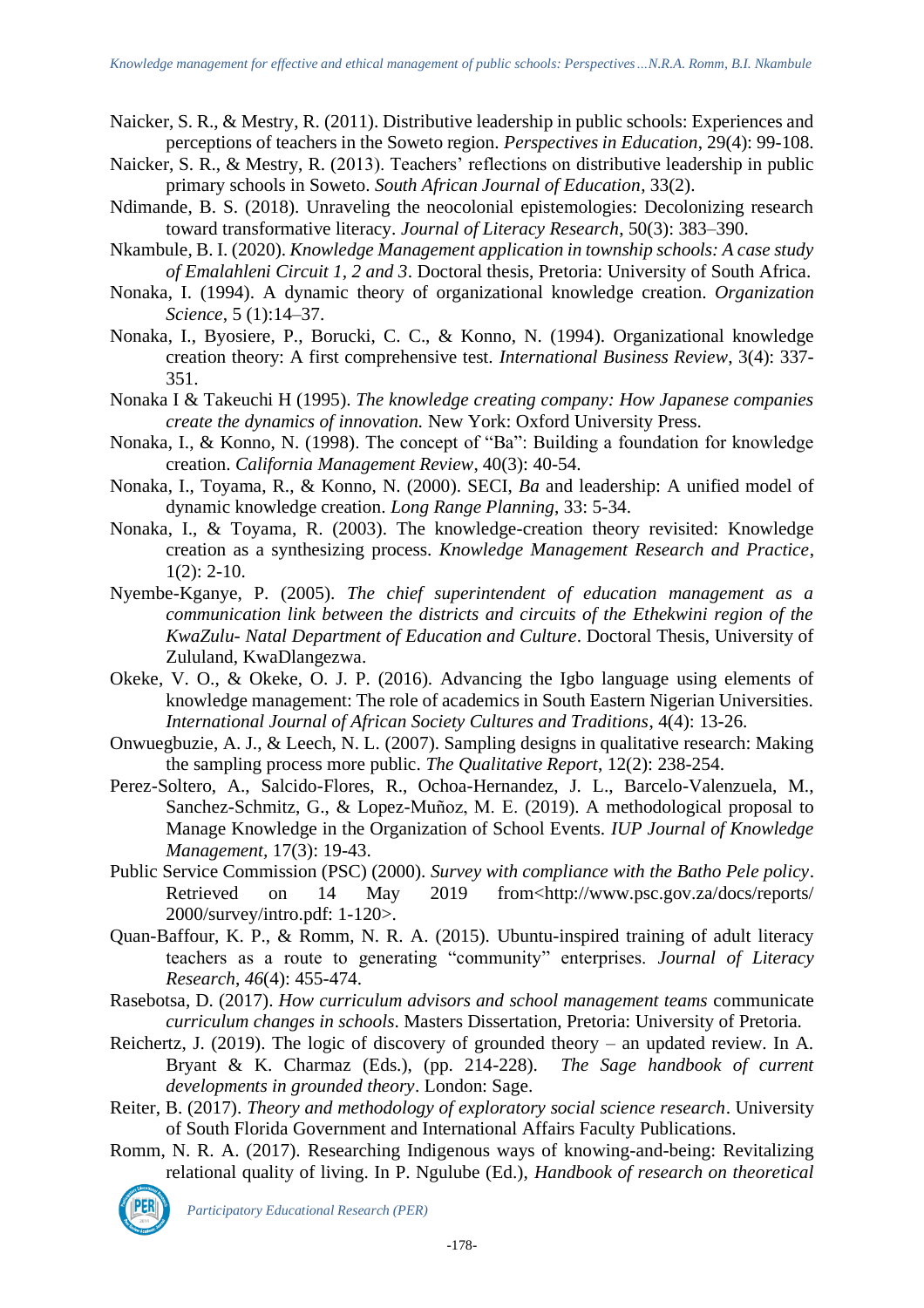Naicker, S. R., & Mestry, R. (2011). Distributive leadership in public schools: Experiences and perceptions of teachers in the Soweto region. *Perspectives in Education*, 29(4): 99-108.

Naicker, S. R., & Mestry, R. (2013). Teachers' reflections on distributive leadership in public primary schools in Soweto. *South African Journal of Education*, 33(2).

Ndimande, B. S. (2018). Unraveling the neocolonial epistemologies: Decolonizing research toward transformative literacy. *Journal of Literacy Research*, 50(3): 383–390.

Nkambule, B. I. (2020). *Knowledge Management application in township schools: A case study of Emalahleni Circuit 1, 2 and 3*. Doctoral thesis, Pretoria: University of South Africa.

Nonaka, I. (1994). A dynamic theory of organizational knowledge creation. *Organization Science*, 5 (1):14–37.

Nonaka, I., Byosiere, P., Borucki, C. C., & Konno, N. (1994). Organizational knowledge creation theory: A first comprehensive test. *International Business Review*, 3(4): 337-351.

Nonaka I & Takeuchi H (1995). *The knowledge creating company: How Japanese companies create the dynamics of innovation.* New York: Oxford University Press.

Nonaka, I., & Konno, N. (1998). The concept of "Ba": Building a foundation for knowledge creation. *California Management Review*, 40(3): 40-54.

Nonaka, I., Toyama, R., & Konno, N. (2000). SECI, *Ba* and leadership: A unified model of dynamic knowledge creation. *Long Range Planning*, 33: 5-34.

Nonaka, I., & Toyama, R. (2003). The knowledge-creation theory revisited: Knowledge creation as a synthesizing process. *Knowledge Management Research and Practice*, 1(2): 2-10.

Nyembe-Kganye, P. (2005). *The chief superintendent of education management as a communication link between the districts and circuits of the Ethekwini region of the KwaZulu- Natal Department of Education and Culture*. Doctoral Thesis, University of Zululand, KwaDlangezwa.

Okeke, V. O., & Okeke, O. J. P. (2016). Advancing the Igbo language using elements of knowledge management: The role of academics in South Eastern Nigerian Universities. *International Journal of African Society Cultures and Traditions*, 4(4): 13-26.

Onwuegbuzie, A. J., & Leech, N. L. (2007). Sampling designs in qualitative research: Making the sampling process more public. *The Qualitative Report*, 12(2): 238-254.

Perez-Soltero, A., Salcido-Flores, R., Ochoa-Hernandez, J. L., Barcelo-Valenzuela, M., Sanchez-Schmitz, G., & Lopez-Muñoz, M. E. (2019). A methodological proposal to Manage Knowledge in the Organization of School Events. *IUP Journal of Knowledge Management*, 17(3): 19-43.

Public Service Commission (PSC) (2000). *Survey with compliance with the Batho Pele policy*. Retrieved on 14 May 2019 from<http://www.psc.gov.za/docs/reports/ 2000/survey/intro.pdf: 1-120>.

Quan-Baffour, K. P., & Romm, N. R. A. (2015). Ubuntu-inspired training of adult literacy teachers as a route to generating "community" enterprises. *Journal of Literacy Research*, *46*(4): 455-474.

Rasebotsa, D. (2017). *How curriculum advisors and school management teams* communicate *curriculum changes in schools*. Masters Dissertation, Pretoria: University of Pretoria.

Reichertz, J. (2019). The logic of discovery of grounded theory – an updated review. In A. Bryant & K. Charmaz (Eds.), (pp. 214-228). *The Sage handbook of current developments in grounded theory*. London: Sage.

Reiter, B. (2017). *Theory and methodology of exploratory social science research*. University of South Florida Government and International Affairs Faculty Publications.

Romm, N. R. A. (2017). Researching Indigenous ways of knowing-and-being: Revitalizing relational quality of living. In P. Ngulube (Ed.), *Handbook of research on theoretical*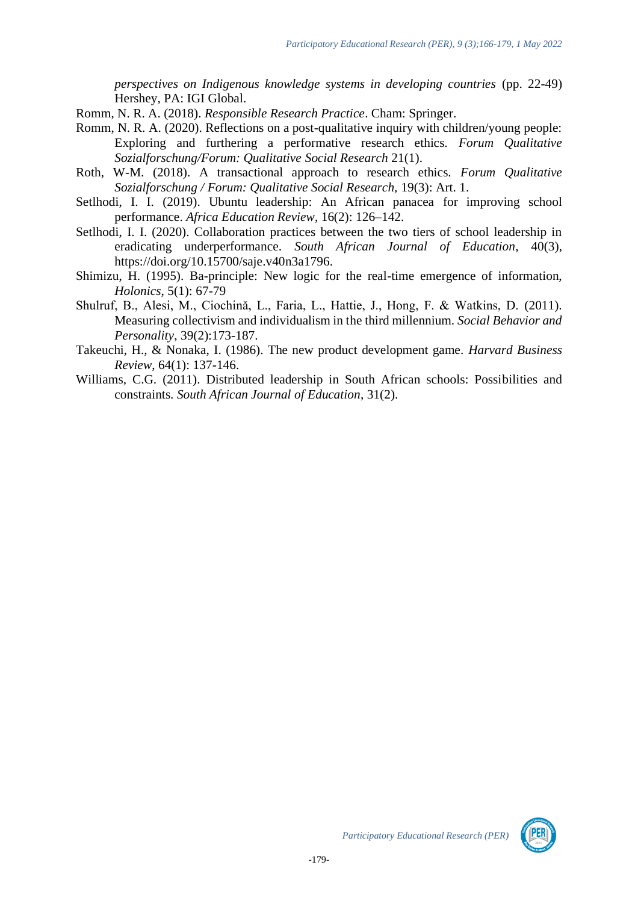*perspectives on Indigenous knowledge systems in developing countries* (pp. 22-49) Hershey, PA: IGI Global.

Romm, N. R. A. (2018). *Responsible Research Practice*. Cham: Springer.

Romm, N. R. A. (2020). Reflections on a post-qualitative inquiry with children/young people: Exploring and furthering a performative research ethics. *Forum Qualitative Sozialforschung/Forum: Qualitative Social Research* 21(1).

Roth, W-M. (2018). A transactional approach to research ethics. *Forum Qualitative Sozialforschung / Forum: Qualitative Social Research*, 19(3): Art. 1.

Setlhodi, I. I. (2019). Ubuntu leadership: An African panacea for improving school performance. *Africa Education Review*, 16(2): 126–142.

Setlhodi, I. I. (2020). Collaboration practices between the two tiers of school leadership in eradicating underperformance. *South African Journal of Education*, 40(3), https://doi.org/10.15700/saje.v40n3a1796.

Shimizu, H. (1995). Ba-principle: New logic for the real-time emergence of information, *Holonics*, 5(1): 67-79

Shulruf, B., Alesi, M., Ciochină, L., Faria, L., Hattie, J., Hong, F. & Watkins, D. (2011). Measuring collectivism and individualism in the third millennium. *Social Behavior and Personality*, 39(2):173-187.

Takeuchi, H., & Nonaka, I. (1986). The new product development game. *Harvard Business Review*, 64(1): 137-146.

Williams, C.G. (2011). Distributed leadership in South African schools: Possibilities and constraints. *South African Journal of Education*, 31(2).